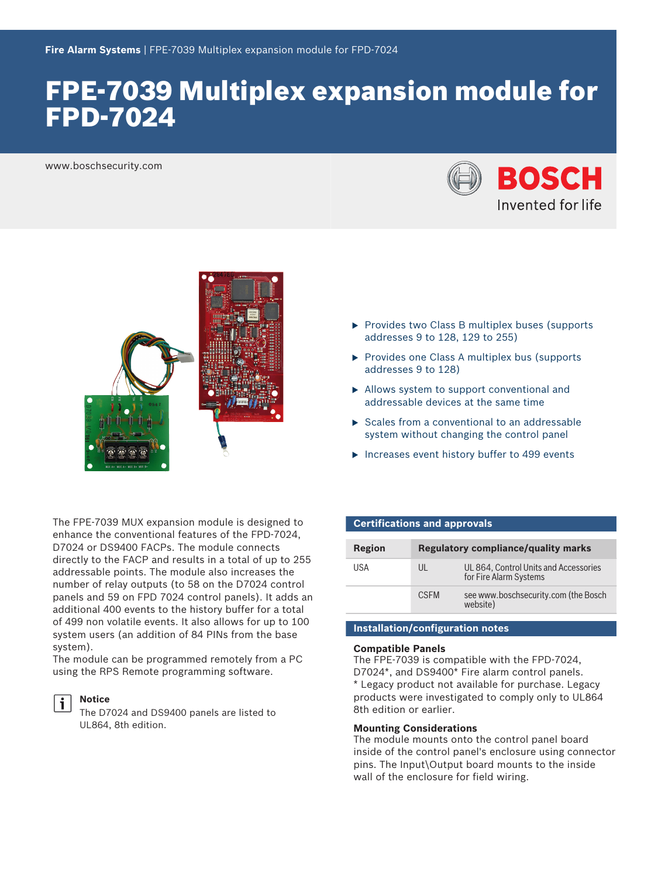**Fire Alarm Systems** | FPE-7039 Multiplex expansion module for FPD-7024

# FPE-7039 Multiplex expansion module for FPD-7024

www.boschsecurity.com

- Provides two Class B multiplex buses (supports addresses 9 to 128, 129 to 255)
- Provides one Class A multiplex bus (supports addresses 9 to 128)
- Allows system to support conventional and addressable devices at the same time
- Scales from a conventional to an addressable system without changing the control panel
- Increases event history buffer to 499 events

The FPE-7039 MUX expansion module is designed to enhance the conventional features of the FPD-7024, D7024 or DS9400 FACPs. The module connects directly to the FACP and results in a total of up to 255 addressable points. The module also increases the number of relay outputs (to 58 on the D7024 control panels and 59 on FPD 7024 control panels). It adds an additional 400 events to the history buffer for a total of 499 non volatile events. It also allows for up to 100 system users (an addition of 84 PINs from the base system).

The module can be programmed remotely from a PC using the RPS Remote programming software.

**Notice**

The D7024 and DS9400 panels are listed to UL864, 8th edition.

## Certifications and approvals

| Region | Regulatory compliance/quality marks | |
|---|---|---|
| USA | UL | UL 864, Control Units and Accessories for Fire Alarm Systems |
| | CSFM | see www.boschsecurity.com (the Bosch website) |

## Installation/configuration notes

### Compatible Panels

The FPE-7039 is compatible with the FPD-7024, D7024*, and DS9400* Fire alarm control panels.

* Legacy product not available for purchase. Legacy products were investigated to comply only to UL864 8th edition or earlier.

### Mounting Considerations

The module mounts onto the control panel board inside of the control panel's enclosure using connector pins. The Input\Output board mounts to the inside wall of the enclosure for field wiring.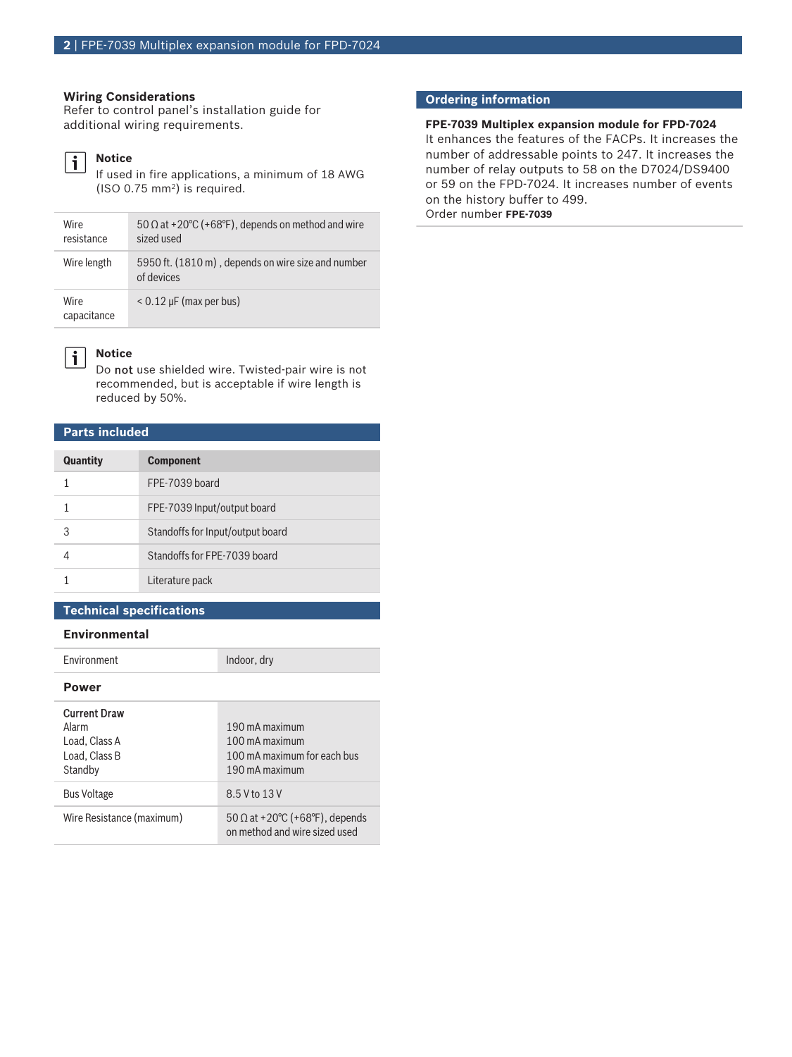### Wiring Considerations

Refer to control panel's installation guide for additional wiring requirements.

> **Notice**
> If used in fire applications, a minimum of 18 AWG (ISO 0.75 mm²) is required.

| | |
|---|---|
| Wire resistance | 50 Ω at +20°C (+68°F), depends on method and wire sized used |
| Wire length | 5950 ft. (1810 m) , depends on wire size and number of devices |
| Wire capacitance | < 0.12 µF (max per bus) |

> **Notice**
> Do **not** use shielded wire. Twisted-pair wire is not recommended, but is acceptable if wire length is reduced by 50%.

## Parts included

| Quantity | Component |
|---|---|
| 1 | FPE-7039 board |
| 1 | FPE-7039 Input/output board |
| 3 | Standoffs for Input/output board |
| 4 | Standoffs for FPE-7039 board |
| 1 | Literature pack |

## Technical specifications

### Environmental

| | |
|---|---|
| Environment | Indoor, dry |

### Power

| | |
|---|---|
| **Current Draw**<br>Alarm<br>Load, Class A<br>Load, Class B<br>Standby | <br>190 mA maximum<br>100 mA maximum<br>100 mA maximum for each bus<br>190 mA maximum |
| Bus Voltage | 8.5 V to 13 V |
| Wire Resistance (maximum) | 50 Ω at +20°C (+68°F), depends on method and wire sized used |

## Ordering information

**FPE-7039 Multiplex expansion module for FPD-7024**
It enhances the features of the FACPs. It increases the number of addressable points to 247. It increases the number of relay outputs to 58 on the D7024/DS9400 or 59 on the FPD-7024. It increases number of events on the history buffer to 499.
Order number **FPE-7039**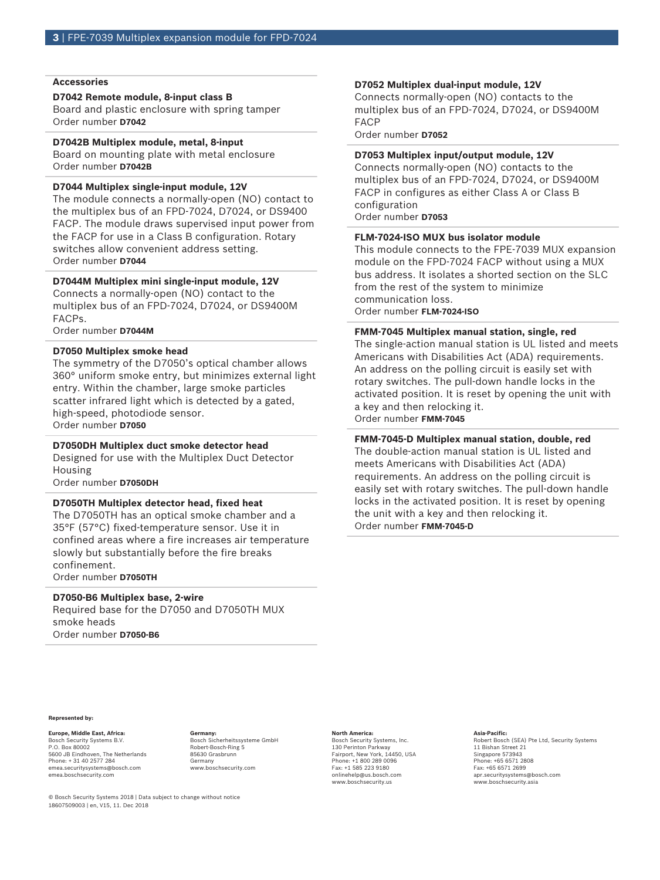## Accessories

**D7042 Remote module, 8-input class B**
Board and plastic enclosure with spring tamper
Order number **D7042**

**D7042B Multiplex module, metal, 8-input**
Board on mounting plate with metal enclosure
Order number **D7042B**

**D7044 Multiplex single-input module, 12V**
The module connects a normally-open (NO) contact to the multiplex bus of an FPD-7024, D7024, or DS9400 FACP. The module draws supervised input power from the FACP for use in a Class B configuration. Rotary switches allow convenient address setting.
Order number **D7044**

**D7044M Multiplex mini single-input module, 12V**
Connects a normally-open (NO) contact to the multiplex bus of an FPD-7024, D7024, or DS9400M FACPs.
Order number **D7044M**

**D7050 Multiplex smoke head**
The symmetry of the D7050's optical chamber allows 360° uniform smoke entry, but minimizes external light entry. Within the chamber, large smoke particles scatter infrared light which is detected by a gated, high-speed, photodiode sensor.
Order number **D7050**

**D7050DH Multiplex duct smoke detector head**
Designed for use with the Multiplex Duct Detector Housing
Order number **D7050DH**

**D7050TH Multiplex detector head, fixed heat**
The D7050TH has an optical smoke chamber and a 35°F (57°C) fixed-temperature sensor. Use it in confined areas where a fire increases air temperature slowly but substantially before the fire breaks confinement.
Order number **D7050TH**

**D7050-B6 Multiplex base, 2-wire**
Required base for the D7050 and D7050TH MUX smoke heads
Order number **D7050-B6**

**D7052 Multiplex dual-input module, 12V**
Connects normally-open (NO) contacts to the multiplex bus of an FPD-7024, D7024, or DS9400M FACP
Order number **D7052**

**D7053 Multiplex input/output module, 12V**
Connects normally-open (NO) contacts to the multiplex bus of an FPD-7024, D7024, or DS9400M FACP in configures as either Class A or Class B configuration
Order number **D7053**

**FLM-7024-ISO MUX bus isolator module**
This module connects to the FPE-7039 MUX expansion module on the FPD-7024 FACP without using a MUX bus address. It isolates a shorted section on the SLC from the rest of the system to minimize communication loss.
Order number **FLM-7024-ISO**

**FMM-7045 Multiplex manual station, single, red**
The single-action manual station is UL listed and meets Americans with Disabilities Act (ADA) requirements. An address on the polling circuit is easily set with rotary switches. The pull-down handle locks in the activated position. It is reset by opening the unit with a key and then relocking it.
Order number **FMM-7045**

**FMM-7045-D Multiplex manual station, double, red**
The double-action manual station is UL listed and meets Americans with Disabilities Act (ADA) requirements. An address on the polling circuit is easily set with rotary switches. The pull-down handle locks in the activated position. It is reset by opening the unit with a key and then relocking it.
Order number **FMM-7045-D**

**Represented by:**

**Europe, Middle East, Africa:**
Bosch Security Systems B.V.
P.O. Box 80002
5600 JB Eindhoven, The Netherlands
Phone: + 31 40 2577 284
emea.securitysystems@bosch.com
emea.boschsecurity.com

**Germany:**
Bosch Sicherheitssysteme GmbH
Robert-Bosch-Ring 5
85630 Grasbrunn
Germany
www.boschsecurity.com

**North America:**
Bosch Security Systems, Inc.
130 Perinton Parkway
Fairport, New York, 14450, USA
Phone: +1 800 289 0096
Fax: +1 585 223 9180
onlinehelp@us.bosch.com
www.boschsecurity.us

**Asia-Pacific:**
Robert Bosch (SEA) Pte Ltd, Security Systems
11 Bishan Street 21
Singapore 573943
Phone: +65 6571 2808
Fax: +65 6571 2699
apr.securitysystems@bosch.com
www.boschsecurity.asia

© Bosch Security Systems 2018 | Data subject to change without notice
18607509003 | en, V15, 11. Dec 2018